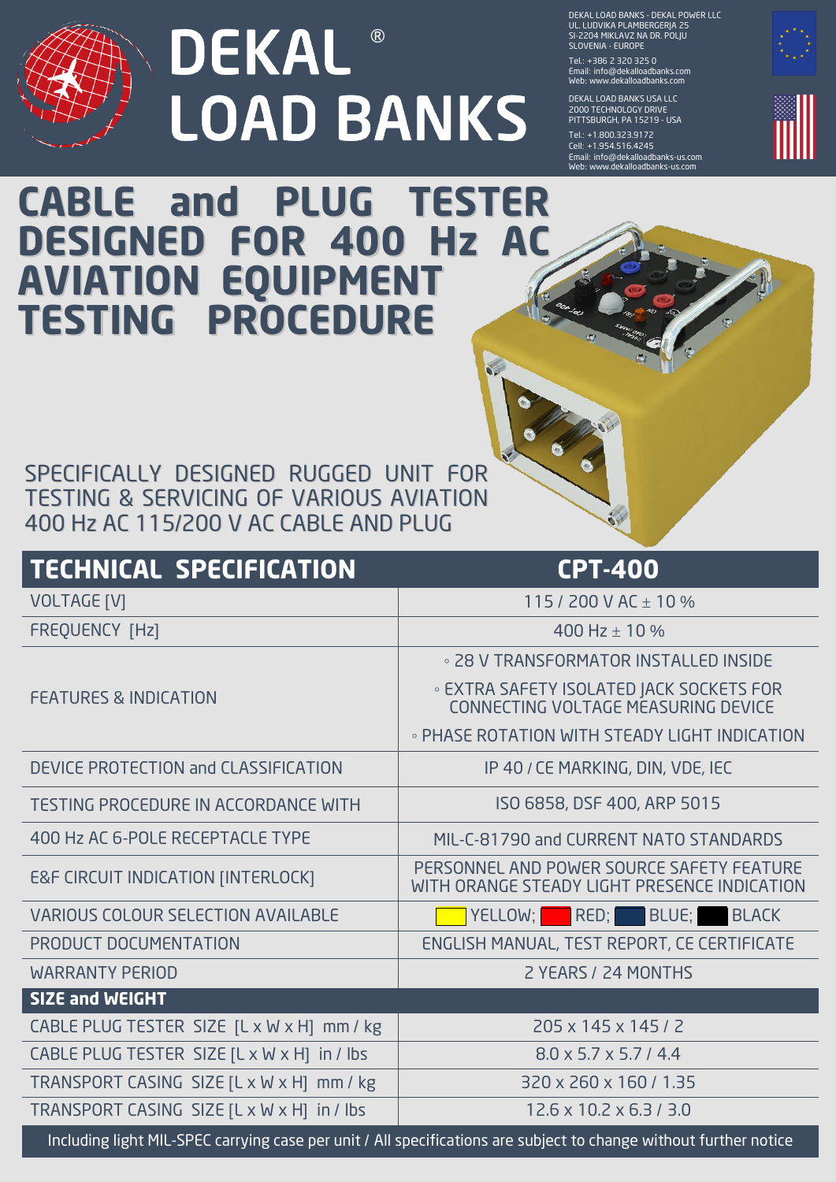# DEKAL® LOAD BANKS

DEKAL LOAD BANKS - DEKAL POWER LLC
UL. LUDVIKA PLAMBERGERJA 25
SI-2204 MIKLAVZ NA DR. POLJU
SLOVENIA - EUROPE
Tel.: +386 2 320 325 0
Email: info@dekalloadbanks.com
Web: www.dekalloadbanks.com

DEKAL LOAD BANKS USA LLC
2000 TECHNOLOGY DRIVE
PITTSBURGH, PA 15219 - USA
Tel.: +1.800.323.9172
Cell: +1.954.516.4245
Email: info@dekalloadbanks-us.com
Web: www.dekalloadbanks-us.com

# CABLE and PLUG TESTER DESIGNED FOR 400 Hz AC AVIATION EQUIPMENT TESTING PROCEDURE

SPECIFICALLY DESIGNED RUGGED UNIT FOR TESTING & SERVICING OF VARIOUS AVIATION 400 Hz AC 115/200 V AC CABLE AND PLUG

| TECHNICAL SPECIFICATION | CPT-400 |
|---|---|
| VOLTAGE [V] | 115 / 200 V AC ± 10 % |
| FREQUENCY [Hz] | 400 Hz ± 10 % |
| FEATURES & INDICATION | ◦ 28 V TRANSFORMATOR INSTALLED INSIDE<br>◦ EXTRA SAFETY ISOLATED JACK SOCKETS FOR CONNECTING VOLTAGE MEASURING DEVICE<br>◦ PHASE ROTATION WITH STEADY LIGHT INDICATION |
| DEVICE PROTECTION and CLASSIFICATION | IP 40 / CE MARKING, DIN, VDE, IEC |
| TESTING PROCEDURE IN ACCORDANCE WITH | ISO 6858, DSF 400, ARP 5015 |
| 400 Hz AC 6-POLE RECEPTACLE TYPE | MIL-C-81790 and CURRENT NATO STANDARDS |
| E&F CIRCUIT INDICATION [INTERLOCK] | PERSONNEL AND POWER SOURCE SAFETY FEATURE WITH ORANGE STEADY LIGHT PRESENCE INDICATION |
| VARIOUS COLOUR SELECTION AVAILABLE | YELLOW; RED; BLUE; BLACK |
| PRODUCT DOCUMENTATION | ENGLISH MANUAL, TEST REPORT, CE CERTIFICATE |
| WARRANTY PERIOD | 2 YEARS / 24 MONTHS |
| **SIZE and WEIGHT** | |
| CABLE PLUG TESTER SIZE [L x W x H] mm / kg | 205 x 145 x 145 / 2 |
| CABLE PLUG TESTER SIZE [L x W x H] in / lbs | 8.0 x 5.7 x 5.7 / 4.4 |
| TRANSPORT CASING SIZE [L x W x H] mm / kg | 320 x 260 x 160 / 1.35 |
| TRANSPORT CASING SIZE [L x W x H] in / lbs | 12.6 x 10.2 x 6.3 / 3.0 |

Including light MIL-SPEC carrying case per unit / All specifications are subject to change without further notice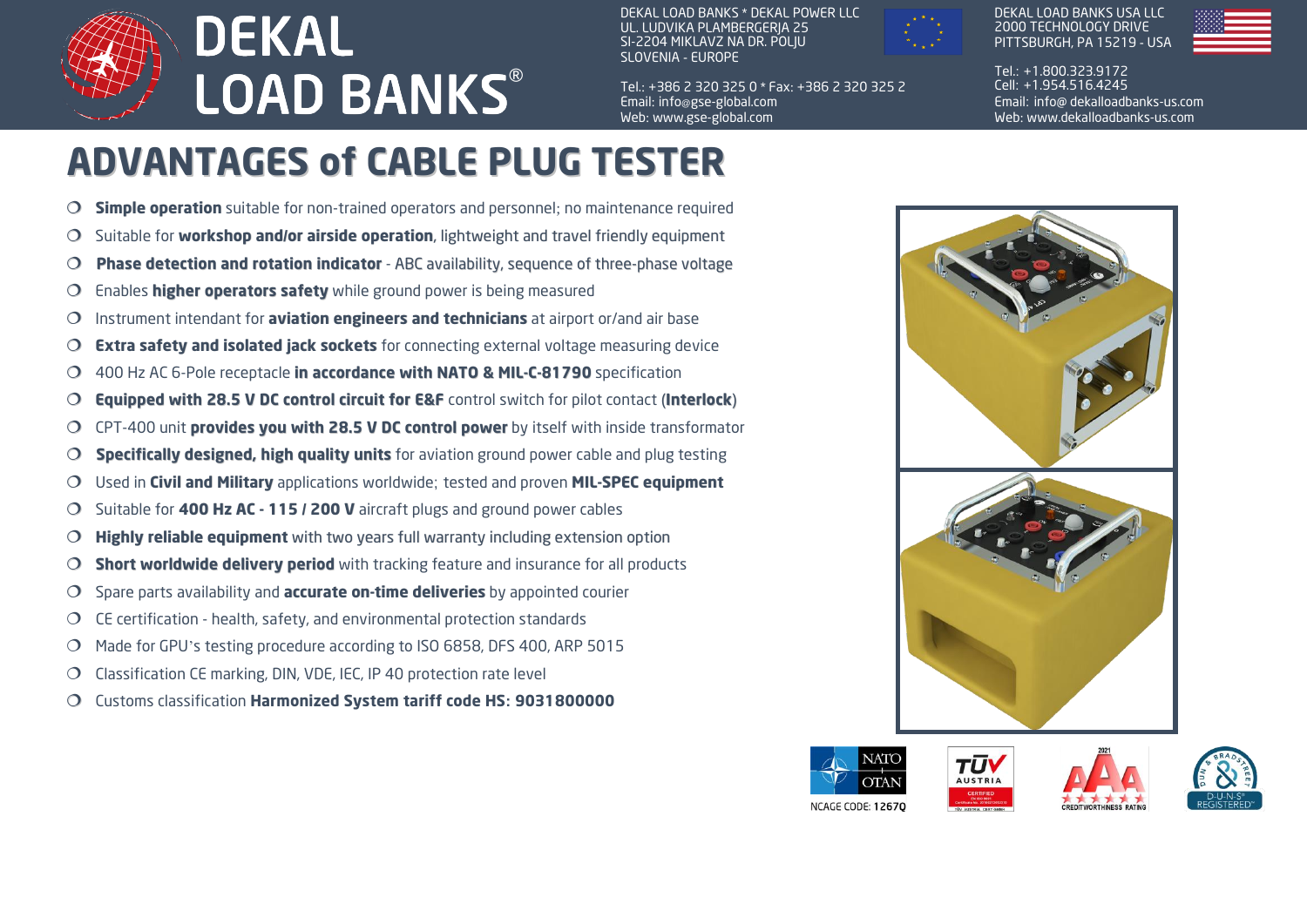# DEKAL LOAD BANKS®

DEKAL LOAD BANKS * DEKAL POWER LLC
UL. LUDVIKA PLAMBERGERJA 25
SI-2204 MIKLAVZ NA DR. POLJU
SLOVENIA - EUROPE

Tel.: +386 2 320 325 0 * Fax: +386 2 320 325 2
Email: info@gse-global.com
Web: www.gse-global.com

DEKAL LOAD BANKS USA LLC
2000 TECHNOLOGY DRIVE
PITTSBURGH, PA 15219 - USA

Tel.: +1.800.323.9172
Cell: +1.954.516.4245
Email: info@ dekalloadbanks-us.com
Web: www.dekalloadbanks-us.com

## ADVANTAGES of CABLE PLUG TESTER

- **Simple operation** suitable for non-trained operators and personnel; no maintenance required
- Suitable for **workshop and/or airside operation**, lightweight and travel friendly equipment
- **Phase detection and rotation indicator** - ABC availability, sequence of three-phase voltage
- Enables **higher operators safety** while ground power is being measured
- Instrument intendant for **aviation engineers and technicians** at airport or/and air base
- **Extra safety and isolated jack sockets** for connecting external voltage measuring device
- 400 Hz AC 6-Pole receptacle **in accordance with NATO & MIL-C-81790** specification
- **Equipped with 28.5 V DC control circuit for E&F** control switch for pilot contact (**Interlock**)
- CPT-400 unit **provides you with 28.5 V DC control power** by itself with inside transformator
- **Specifically designed, high quality units** for aviation ground power cable and plug testing
- Used in **Civil and Military** applications worldwide; tested and proven **MIL-SPEC equipment**
- Suitable for **400 Hz AC - 115 / 200 V** aircraft plugs and ground power cables
- **Highly reliable equipment** with two years full warranty including extension option
- **Short worldwide delivery period** with tracking feature and insurance for all products
- Spare parts availability and **accurate on-time deliveries** by appointed courier
- CE certification - health, safety, and environmental protection standards
- Made for GPU's testing procedure according to ISO 6858, DFS 400, ARP 5015
- Classification CE marking, DIN, VDE, IEC, IP 40 protection rate level
- Customs classification **Harmonized System tariff code HS: 9031800000**

NATO OTAN
NCAGE CODE: 1267Q

TÜV AUSTRIA CERTIFIED

2021 AAA CREDITWORTHINESS RATING

D-U-N-S® REGISTERED™